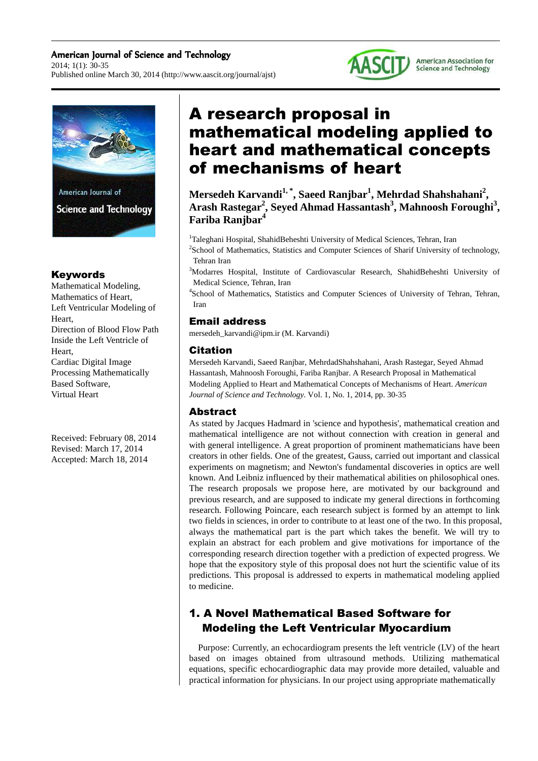# A research proposal in mathematical modeling applied to heart and mathematical concepts of mechanisms of heart

**Mersedeh Karvandi[1,*], Saeed Ranjbar[1], Mehrdad Shahshahani[2], Arash Rastegar[2], Seyed Ahmad Hassantash[3], Mahnoosh Foroughi[3], Fariba Ranjbar[4]**

[1]Taleghani Hospital, ShahidBeheshti University of Medical Sciences, Tehran, Iran
[2]School of Mathematics, Statistics and Computer Sciences of Sharif University of technology, Tehran Iran
[3]Modarres Hospital, Institute of Cardiovascular Research, ShahidBeheshti University of Medical Science, Tehran, Iran
[4]School of Mathematics, Statistics and Computer Sciences of University of Tehran, Tehran, Iran

## Email address

mersedeh_karvandi@ipm.ir (M. Karvandi)

## Citation

Mersedeh Karvandi, Saeed Ranjbar, MehrdadShahshahani, Arash Rastegar, Seyed Ahmad Hassantash, Mahnoosh Foroughi, Fariba Ranjbar. A Research Proposal in Mathematical Modeling Applied to Heart and Mathematical Concepts of Mechanisms of Heart. *American Journal of Science and Technology*. Vol. 1, No. 1, 2014, pp. 30-35

## Keywords

Mathematical Modeling,
Mathematics of Heart,
Left Ventricular Modeling of Heart,
Direction of Blood Flow Path Inside the Left Ventricle of Heart,
Cardiac Digital Image Processing Mathematically Based Software,
Virtual Heart

Received: February 08, 2014
Revised: March 17, 2014
Accepted: March 18, 2014

## Abstract

As stated by Jacques Hadmard in 'science and hypothesis', mathematical creation and mathematical intelligence are not without connection with creation in general and with general intelligence. A great proportion of prominent mathematicians have been creators in other fields. One of the greatest, Gauss, carried out important and classical experiments on magnetism; and Newton's fundamental discoveries in optics are well known. And Leibniz influenced by their mathematical abilities on philosophical ones. The research proposals we propose here, are motivated by our background and previous research, and are supposed to indicate my general directions in forthcoming research. Following Poincare, each research subject is formed by an attempt to link two fields in sciences, in order to contribute to at least one of the two. In this proposal, always the mathematical part is the part which takes the benefit. We will try to explain an abstract for each problem and give motivations for importance of the corresponding research direction together with a prediction of expected progress. We hope that the expository style of this proposal does not hurt the scientific value of its predictions. This proposal is addressed to experts in mathematical modeling applied to medicine.

## 1. A Novel Mathematical Based Software for Modeling the Left Ventricular Myocardium

Purpose: Currently, an echocardiogram presents the left ventricle (LV) of the heart based on images obtained from ultrasound methods. Utilizing mathematical equations, specific echocardiographic data may provide more detailed, valuable and practical information for physicians. In our project using appropriate mathematically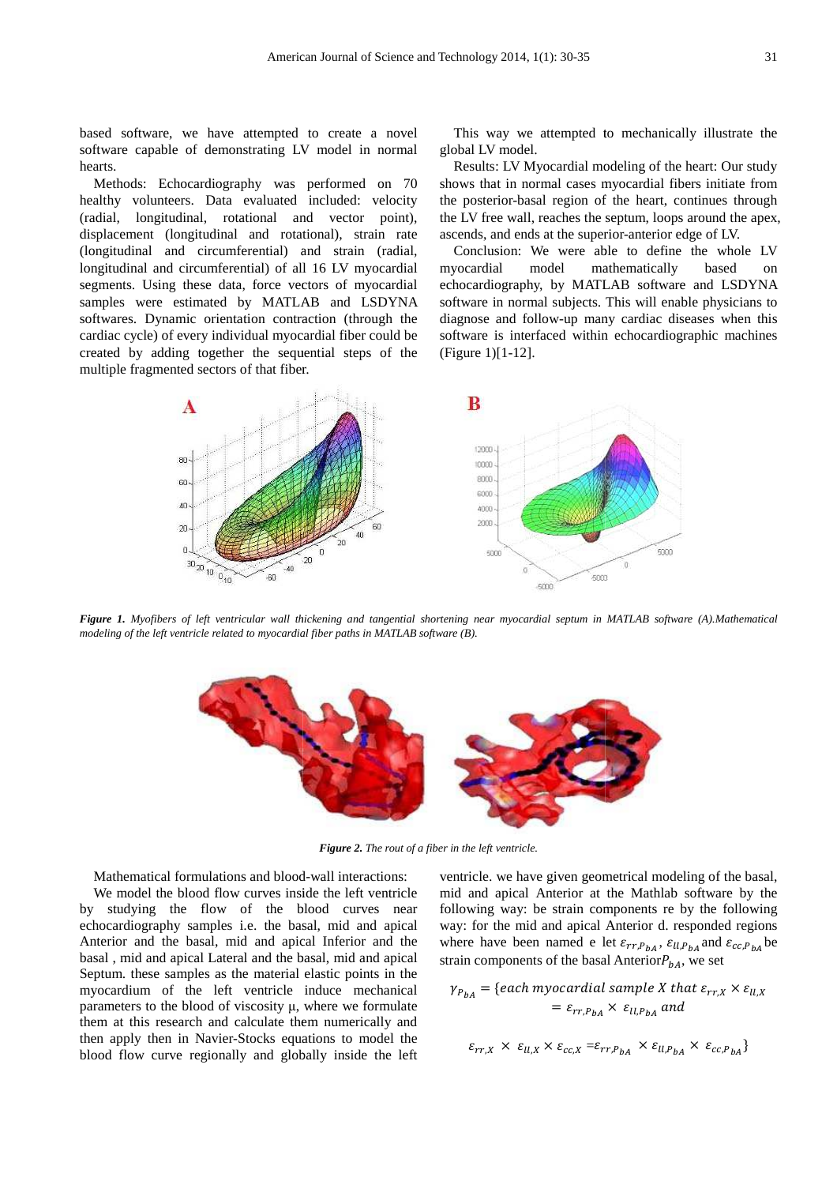based software, we have attempted to create a novel software capable of demonstrating LV model in normal hearts.

Methods: Echocardiography was performed on 70 healthy volunteers. Data evaluated included: velocity (radial, longitudinal, rotational and vector point), displacement (longitudinal and rotational), strain rate (longitudinal and circumferential) and strain (radial, longitudinal and circumferential) of all 16 LV myocardial segments. Using these data, force vectors of myocardial samples were estimated by MATLAB and LSDYNA softwares. Dynamic orientation contraction (through the cardiac cycle) of every individual myocardial fiber could be created by adding together the sequential steps of the multiple fragmented sectors of that fiber.

This way we attempted to mechanically illustrate the global LV model.

Results: LV Myocardial modeling of the heart: Our study shows that in normal cases myocardial fibers initiate from the posterior-basal region of the heart, continues through the LV free wall, reaches the septum, loops around the apex, ascends, and ends at the superior-anterior edge of LV.

Conclusion: We were able to define the whole LV myocardial model mathematically based on echocardiography, by MATLAB software and LSDYNA software in normal subjects. This will enable physicians to diagnose and follow-up many cardiac diseases when this software is interfaced within echocardiographic machines (Figure 1)[1-12].

***Figure 1.*** *Myofibers of left ventricular wall thickening and tangential shortening near myocardial septum in MATLAB software (A).Mathematical modeling of the left ventricle related to myocardial fiber paths in MATLAB software (B).*

***Figure 2.*** *The rout of a fiber in the left ventricle.*

Mathematical formulations and blood-wall interactions:

We model the blood flow curves inside the left ventricle by studying the flow of the blood curves near echocardiography samples i.e. the basal, mid and apical Anterior and the basal, mid and apical Inferior and the basal , mid and apical Lateral and the basal, mid and apical Septum. these samples as the material elastic points in the myocardium of the left ventricle induce mechanical parameters to the blood of viscosity μ, where we formulate them at this research and calculate them numerically and then apply then in Navier-Stocks equations to model the blood flow curve regionally and globally inside the left ventricle. we have given geometrical modeling of the basal, mid and apical Anterior at the Mathlab software by the following way: be strain components re by the following way: for the mid and apical Anterior d. responded regions where have been named e let $\varepsilon_{rr,P_{bA}}$, $\varepsilon_{ll,P_{bA}}$ and $\varepsilon_{cc,P_{bA}}$ be strain components of the basal Anterior$P_{bA}$, we set

$$\gamma_{P_{bA}} = \{each\ myocardial\ sample\ X\ that\ \varepsilon_{rr,X} \times \varepsilon_{ll,X} = \varepsilon_{rr,P_{bA}} \times \varepsilon_{ll,P_{bA}}\ and$$

$$\varepsilon_{rr,X} \times \varepsilon_{ll,X} \times \varepsilon_{cc,X} = \varepsilon_{rr,P_{bA}} \times \varepsilon_{ll,P_{bA}} \times \varepsilon_{cc,P_{bA}}\}$$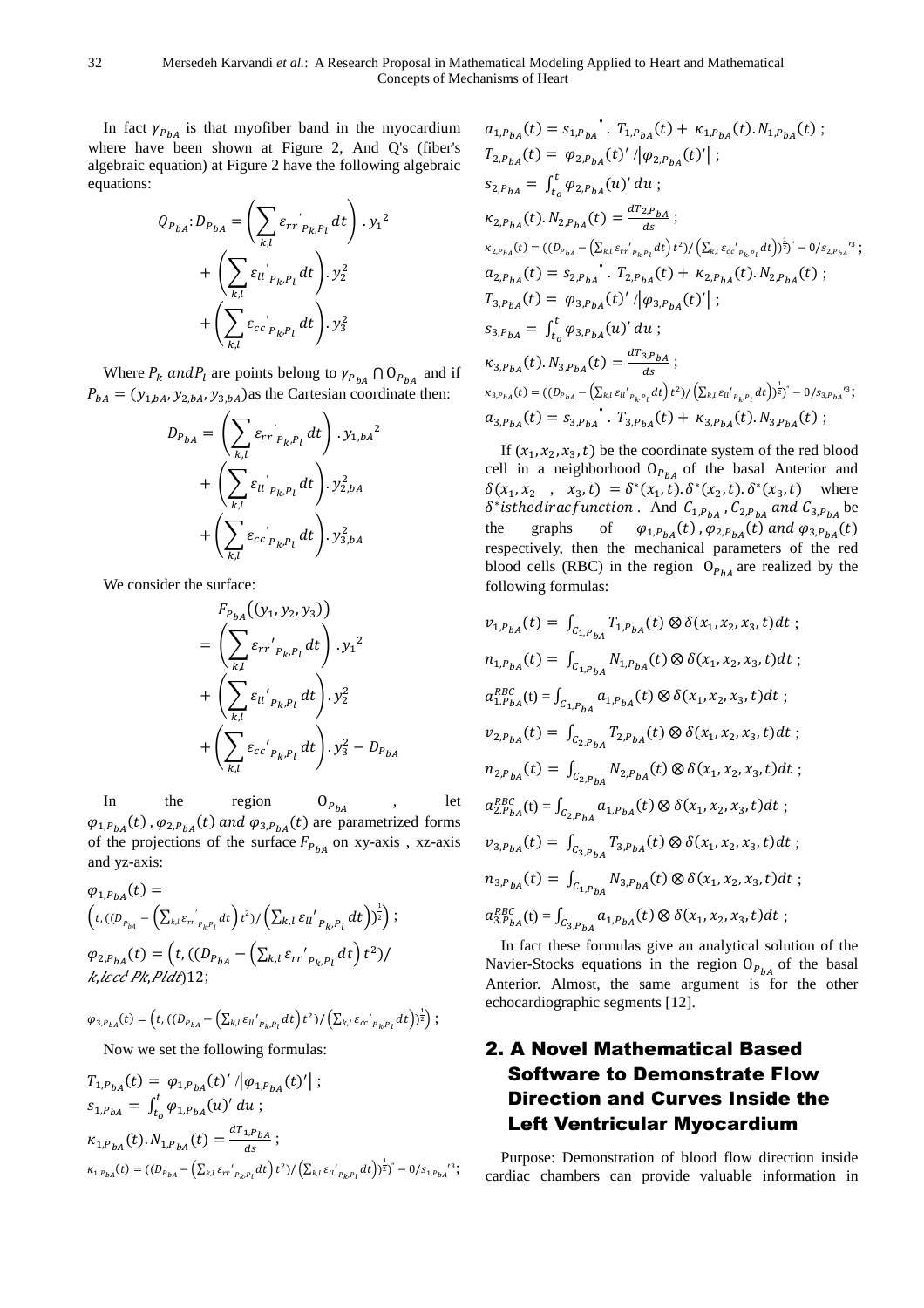In fact $\gamma_{P_{bA}}$ is that myofiber band in the myocardium where have been shown at Figure 2, And Q's (fiber's algebraic equation) at Figure 2 have the following algebraic equations:

$$Q_{P_{bA}}: D_{P_{bA}} = \left(\sum_{k,l} \varepsilon_{rr}{}'_{P_k,P_l}\, dt\right).{y_1}^2 + \left(\sum_{k,l} \varepsilon_{ll}{}'_{P_k,P_l}\, dt\right).y_2^2 + \left(\sum_{k,l} \varepsilon_{cc}{}'_{P_k,P_l}\, dt\right).y_3^2$$

Where $P_k$ and $P_l$ are points belong to $\gamma_{P_{bA}} \cap O_{P_{bA}}$ and if $P_{bA} = (y_{1,bA}, y_{2,bA}, y_{3,bA})$ as the Cartesian coordinate then:

$$D_{P_{bA}} = \left(\sum_{k,l} \varepsilon_{rr}{}'_{P_k,P_l}\, dt\right).{y_{1,bA}}^2 + \left(\sum_{k,l} \varepsilon_{ll}{}'_{P_k,P_l}\, dt\right).y_{2,bA}^2 + \left(\sum_{k,l} \varepsilon_{cc}{}'_{P_k,P_l}\, dt\right).y_{3,bA}^2$$

We consider the surface:

$$F_{P_{bA}}\big((y_1, y_2, y_3)\big) = \left(\sum_{k,l} \varepsilon_{rr}{}'_{P_k,P_l}\, dt\right).{y_1}^2 + \left(\sum_{k,l} \varepsilon_{ll}{}'_{P_k,P_l}\, dt\right).y_2^2 + \left(\sum_{k,l} \varepsilon_{cc}{}'_{P_k,P_l}\, dt\right).y_3^2 - D_{P_{bA}}$$

In the region $O_{P_{bA}}$, let $\varphi_{1,P_{bA}}(t)$, $\varphi_{2,P_{bA}}(t)$ and $\varphi_{3,P_{bA}}(t)$ are parametrized forms of the projections of the surface $F_{P_{bA}}$ on xy-axis, xz-axis and yz-axis:

$$\varphi_{1,P_{bA}}(t) = \left(t, \left((D_{P_{bA}} - \left(\sum_{k,l} \varepsilon_{rr}{}'_{P_k,P_l}\, dt\right)t^2) / \left(\sum_{k,l} \varepsilon_{ll}{}'_{P_k,P_l}\, dt\right)\right)^{\frac{1}{2}}\right);$$

$$\varphi_{2,P_{bA}}(t) = \left(t, ((D_{P_{bA}} - \left(\sum_{k,l} \varepsilon_{rr}{}'_{P_k,P_l}\, dt\right)t^2) / k,l\varepsilon cc' Pk,Pl dt)12\right);$$

$$\varphi_{3,P_{bA}}(t) = \left(t, \left((D_{P_{bA}} - \left(\sum_{k,l} \varepsilon_{ll}{}'_{P_k,P_l}\, dt\right)t^2) / \left(\sum_{k,l} \varepsilon_{cc}{}'_{P_k,P_l}\, dt\right)\right)^{\frac{1}{2}}\right);$$

Now we set the following formulas:

$$T_{1,P_{bA}}(t) = \varphi_{1,P_{bA}}(t)' / \left|\varphi_{1,P_{bA}}(t)'\right|;$$

$$s_{1,P_{bA}} = \int_{t_o}^{t} \varphi_{1,P_{bA}}(u)'\, du;$$

$$\kappa_{1,P_{bA}}(t).N_{1,P_{bA}}(t) = \frac{dT_{1,P_{bA}}}{ds};$$

$$\kappa_{1,P_{bA}}(t) = \left((D_{P_{bA}} - \left(\sum_{k,l} \varepsilon_{rr}{}'_{P_k,P_l}\, dt\right)t^2) / \left(\sum_{k,l} \varepsilon_{ll}{}'_{P_k,P_l}\, dt\right)\right)^{\frac{1}{2}}{}'' - 0 / s_{1,P_{bA}}{}'^3;$$

$$a_{1,P_{bA}}(t) = s_{1,P_{bA}}{}''.\, T_{1,P_{bA}}(t) + \kappa_{1,P_{bA}}(t).N_{1,P_{bA}}(t);$$

$$T_{2,P_{bA}}(t) = \varphi_{2,P_{bA}}(t)' / \left|\varphi_{2,P_{bA}}(t)'\right|;$$

$$s_{2,P_{bA}} = \int_{t_o}^{t} \varphi_{2,P_{bA}}(u)'\, du;$$

$$\kappa_{2,P_{bA}}(t).N_{2,P_{bA}}(t) = \frac{dT_{2,P_{bA}}}{ds};$$

$$\kappa_{2,P_{bA}}(t) = \left((D_{P_{bA}} - \left(\sum_{k,l} \varepsilon_{rr}{}'_{P_k,P_l}\, dt\right)t^2) / \left(\sum_{k,l} \varepsilon_{cc}{}'_{P_k,P_l}\, dt\right)\right)^{\frac{1}{2}}{}'' - 0 / s_{2,P_{bA}}{}'^3;$$

$$a_{2,P_{bA}}(t) = s_{2,P_{bA}}{}''.\, T_{2,P_{bA}}(t) + \kappa_{2,P_{bA}}(t).N_{2,P_{bA}}(t);$$

$$T_{3,P_{bA}}(t) = \varphi_{3,P_{bA}}(t)' / \left|\varphi_{3,P_{bA}}(t)'\right|;$$

$$s_{3,P_{bA}} = \int_{t_o}^{t} \varphi_{3,P_{bA}}(u)'\, du;$$

$$\kappa_{3,P_{bA}}(t).N_{3,P_{bA}}(t) = \frac{dT_{3,P_{bA}}}{ds};$$

$$\kappa_{3,P_{bA}}(t) = \left((D_{P_{bA}} - \left(\sum_{k,l} \varepsilon_{ll}{}'_{P_k,P_l}\, dt\right)t^2) / \left(\sum_{k,l} \varepsilon_{ll}{}'_{P_k,P_l}\, dt\right)\right)^{\frac{1}{2}}{}'' - 0 / s_{3,P_{bA}}{}'^3;$$

$$a_{3,P_{bA}}(t) = s_{3,P_{bA}}{}''.\, T_{3,P_{bA}}(t) + \kappa_{3,P_{bA}}(t).N_{3,P_{bA}}(t);$$

If $(x_1, x_2, x_3, t)$ be the coordinate system of the red blood cell in a neighborhood $O_{P_{bA}}$ of the basal Anterior and $\delta(x_1, x_2, x_3, t) = \delta^*(x_1, t).\delta^*(x_2, t).\delta^*(x_3, t)$ where $\delta^*$ is the dirac function. And $C_{1,P_{bA}}$, $C_{2,P_{bA}}$ and $C_{3,P_{bA}}$ be the graphs of $\varphi_{1,P_{bA}}(t)$, $\varphi_{2,P_{bA}}(t)$ and $\varphi_{3,P_{bA}}(t)$ respectively, then the mechanical parameters of the red blood cells (RBC) in the region $O_{P_{bA}}$ are realized by the following formulas:

$$v_{1,P_{bA}}(t) = \int_{C_{1,P_{bA}}} T_{1,P_{bA}}(t) \otimes \delta(x_1, x_2, x_3, t)dt;$$

$$n_{1,P_{bA}}(t) = \int_{C_{1,P_{bA}}} N_{1,P_{bA}}(t) \otimes \delta(x_1, x_2, x_3, t)dt;$$

$$a_{1.P_{bA}}^{RBC}(t) = \int_{C_{1,P_{bA}}} a_{1,P_{bA}}(t) \otimes \delta(x_1, x_2, x_3, t)dt;$$

$$v_{2,P_{bA}}(t) = \int_{C_{2,P_{bA}}} T_{2,P_{bA}}(t) \otimes \delta(x_1, x_2, x_3, t)dt;$$

$$n_{2,P_{bA}}(t) = \int_{C_{2,P_{bA}}} N_{2,P_{bA}}(t) \otimes \delta(x_1, x_2, x_3, t)dt;$$

$$a_{2.P_{bA}}^{RBC}(t) = \int_{C_{2,P_{bA}}} a_{1,P_{bA}}(t) \otimes \delta(x_1, x_2, x_3, t)dt;$$

$$v_{3,P_{bA}}(t) = \int_{C_{3,P_{bA}}} T_{3,P_{bA}}(t) \otimes \delta(x_1, x_2, x_3, t)dt;$$

$$n_{3,P_{bA}}(t) = \int_{C_{1,P_{bA}}} N_{3,P_{bA}}(t) \otimes \delta(x_1, x_2, x_3, t)dt;$$

$$a_{3.P_{bA}}^{RBC}(t) = \int_{C_{3,P_{bA}}} a_{1,P_{bA}}(t) \otimes \delta(x_1, x_2, x_3, t)dt;$$

In fact these formulas give an analytical solution of the Navier-Stocks equations in the region $O_{P_{bA}}$ of the basal Anterior. Almost, the same argument is for the other echocardiographic segments [12].

## 2. A Novel Mathematical Based Software to Demonstrate Flow Direction and Curves Inside the Left Ventricular Myocardium

Purpose: Demonstration of blood flow direction inside cardiac chambers can provide valuable information in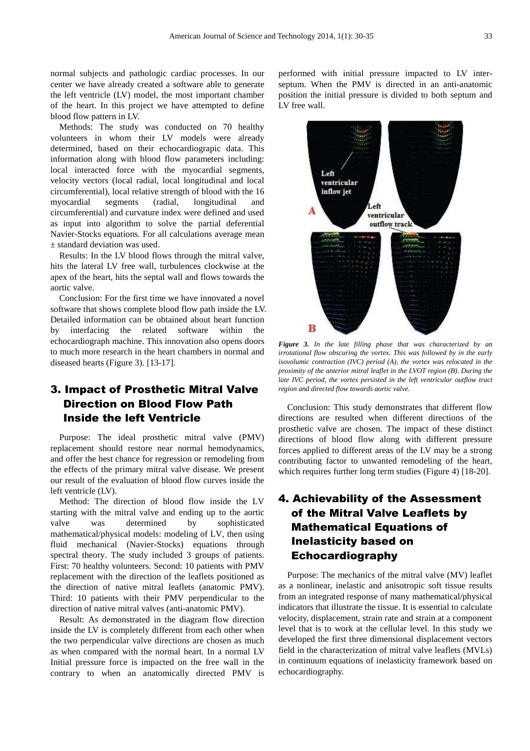normal subjects and pathologic cardiac processes. In our center we have already created a software able to generate the left ventricle (LV) model, the most important chamber of the heart. In this project we have attempted to define blood flow pattern in LV.

Methods: The study was conducted on 70 healthy volunteers in whom their LV models were already determined, based on their echocardiograpic data. This information along with blood flow parameters including: local interacted force with the myocardial segments, velocity vectors (local radial, local longitudinal and local circumferential), local relative strength of blood with the 16 myocardial segments (radial, longitudinal and circumferential) and curvature index were defined and used as input into algorithm to solve the partial deferential Navier-Stocks equations. For all calculations average mean ± standard deviation was used.

Results: In the LV blood flows through the mitral valve, hits the lateral LV free wall, turbulences clockwise at the apex of the heart, hits the septal wall and flows towards the aortic valve.

Conclusion: For the first time we have innovated a novel software that shows complete blood flow path inside the LV. Detailed information can be obtained about heart function by interfacing the related software within the echocardiograph machine. This innovation also opens doors to much more research in the heart chambers in normal and diseased hearts (Figure 3). [13-17].

## 3. Impact of Prosthetic Mitral Valve Direction on Blood Flow Path Inside the left Ventricle

Purpose: The ideal prosthetic mitral valve (PMV) replacement should restore near normal hemodynamics, and offer the best chance for regression or remodeling from the effects of the primary mitral valve disease. We present our result of the evaluation of blood flow curves inside the left ventricle (LV).

Method: The direction of blood flow inside the LV starting with the mitral valve and ending up to the aortic valve was determined by sophisticated mathematical/physical models: modeling of LV, then using fluid mechanical (Navier-Stocks) equations through spectral theory. The study included 3 groups of patients. First: 70 healthy volunteers. Second: 10 patients with PMV replacement with the direction of the leaflets positioned as the direction of native mitral leaflets (anatomic PMV). Third: 10 patients with their PMV perpendicular to the direction of native mitral valves (anti-anatomic PMV).

Result: As demonstrated in the diagram flow direction inside the LV is completely different from each other when the two perpendicular valve directions are chosen as much as when compared with the normal heart. In a normal LV Initial pressure force is impacted on the free wall in the contrary to when an anatomically directed PMV is performed with initial pressure impacted to LV inter-septum. When the PMV is directed in an anti-anatomic position the initial pressure is divided to both septum and LV free wall.

***Figure 3.*** *In the late filling phase that was characterized by an irrotational flow obscuring the vortex. This was followed by in the early isovolumic contraction (IVC) period (A), the vortex was relocated in the proximity of the anterior mitral leaflet in the LVOT region (B). During the late IVC period, the vortex persisted in the left ventricular outflow tract region and directed flow towards aortic valve.*

Conclusion: This study demonstrates that different flow directions are resulted when different directions of the prosthetic valve are chosen. The impact of these distinct directions of blood flow along with different pressure forces applied to different areas of the LV may be a strong contributing factor to unwanted remodeling of the heart, which requires further long term studies (Figure 4) [18-20].

## 4. Achievability of the Assessment of the Mitral Valve Leaflets by Mathematical Equations of Inelasticity based on Echocardiography

Purpose: The mechanics of the mitral valve (MV) leaflet as a nonlinear, inelastic and anisotropic soft tissue results from an integrated response of many mathematical/physical indicators that illustrate the tissue. It is essential to calculate velocity, displacement, strain rate and strain at a component level that is to work at the cellular level. In this study we developed the first three dimensional displacement vectors field in the characterization of mitral valve leaflets (MVLs) in continuum equations of inelasticity framework based on echocardiography.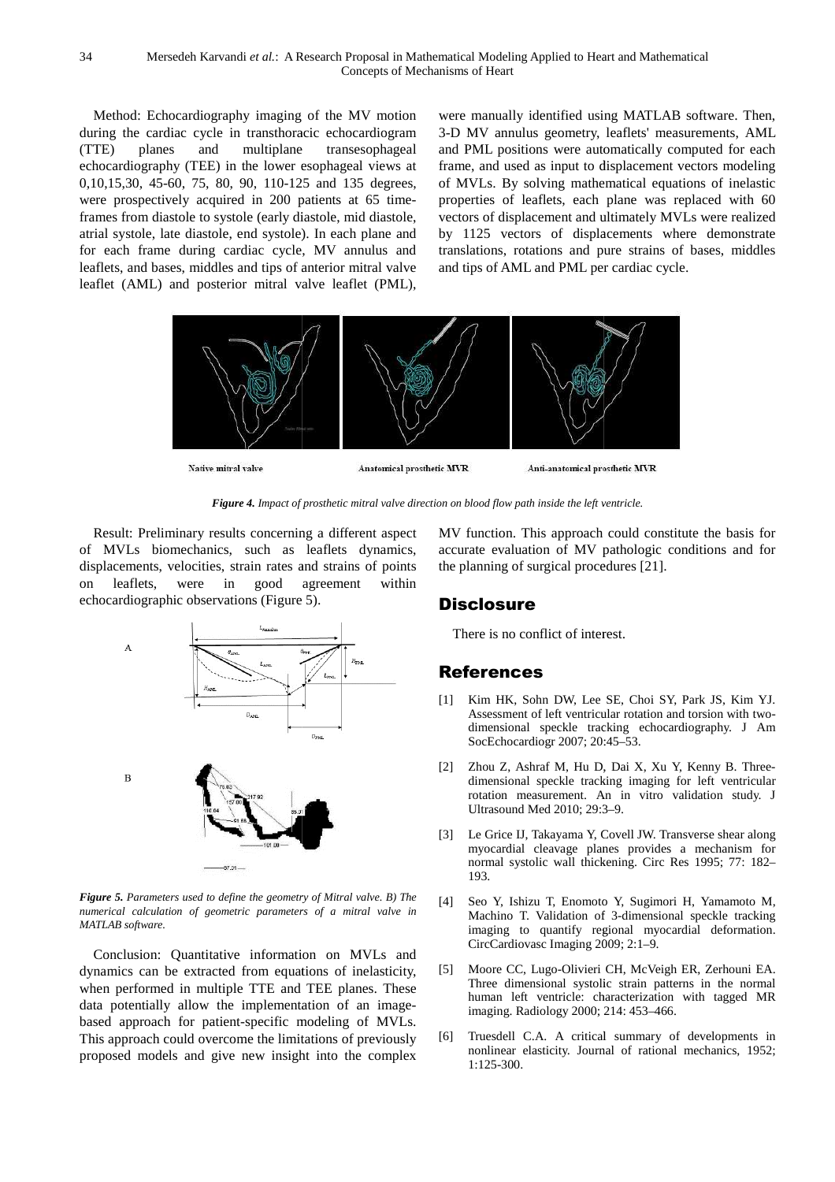Method: Echocardiography imaging of the MV motion during the cardiac cycle in transthoracic echocardiogram (TTE) planes and multiplane transesophageal echocardiography (TEE) in the lower esophageal views at 0,10,15,30, 45-60, 75, 80, 90, 110-125 and 135 degrees, were prospectively acquired in 200 patients at 65 time-frames from diastole to systole (early diastole, mid diastole, atrial systole, late diastole, end systole). In each plane and for each frame during cardiac cycle, MV annulus and leaflets, and bases, middles and tips of anterior mitral valve leaflet (AML) and posterior mitral valve leaflet (PML), were manually identified using MATLAB software. Then, 3-D MV annulus geometry, leaflets' measurements, AML and PML positions were automatically computed for each frame, and used as input to displacement vectors modeling of MVLs. By solving mathematical equations of inelastic properties of leaflets, each plane was replaced with 60 vectors of displacement and ultimately MVLs were realized by 1125 vectors of displacements where demonstrate translations, rotations and pure strains of bases, middles and tips of AML and PML per cardiac cycle.

Native mitral valve — Anatomical prosthetic MVR — Anti-anatomical prosthetic MVR

*Figure 4. Impact of prosthetic mitral valve direction on blood flow path inside the left ventricle.*

Result: Preliminary results concerning a different aspect of MVLs biomechanics, such as leaflets dynamics, displacements, velocities, strain rates and strains of points on leaflets, were in good agreement within echocardiographic observations (Figure 5).

*Figure 5. Parameters used to define the geometry of Mitral valve. B) The numerical calculation of geometric parameters of a mitral valve in MATLAB software.*

Conclusion: Quantitative information on MVLs and dynamics can be extracted from equations of inelasticity, when performed in multiple TTE and TEE planes. These data potentially allow the implementation of an image-based approach for patient-specific modeling of MVLs. This approach could overcome the limitations of previously proposed models and give new insight into the complex MV function. This approach could constitute the basis for accurate evaluation of MV pathologic conditions and for the planning of surgical procedures [21].

## Disclosure

There is no conflict of interest.

## References

[1] Kim HK, Sohn DW, Lee SE, Choi SY, Park JS, Kim YJ. Assessment of left ventricular rotation and torsion with two-dimensional speckle tracking echocardiography. J Am SocEchocardiogr 2007; 20:45–53.

[2] Zhou Z, Ashraf M, Hu D, Dai X, Xu Y, Kenny B. Three-dimensional speckle tracking imaging for left ventricular rotation measurement. An in vitro validation study. J Ultrasound Med 2010; 29:3–9.

[3] Le Grice IJ, Takayama Y, Covell JW. Transverse shear along myocardial cleavage planes provides a mechanism for normal systolic wall thickening. Circ Res 1995; 77: 182–193.

[4] Seo Y, Ishizu T, Enomoto Y, Sugimori H, Yamamoto M, Machino T. Validation of 3-dimensional speckle tracking imaging to quantify regional myocardial deformation. CircCardiovasc Imaging 2009; 2:1–9.

[5] Moore CC, Lugo-Olivieri CH, McVeigh ER, Zerhouni EA. Three dimensional systolic strain patterns in the normal human left ventricle: characterization with tagged MR imaging. Radiology 2000; 214: 453–466.

[6] Truesdell C.A. A critical summary of developments in nonlinear elasticity. Journal of rational mechanics, 1952; 1:125-300.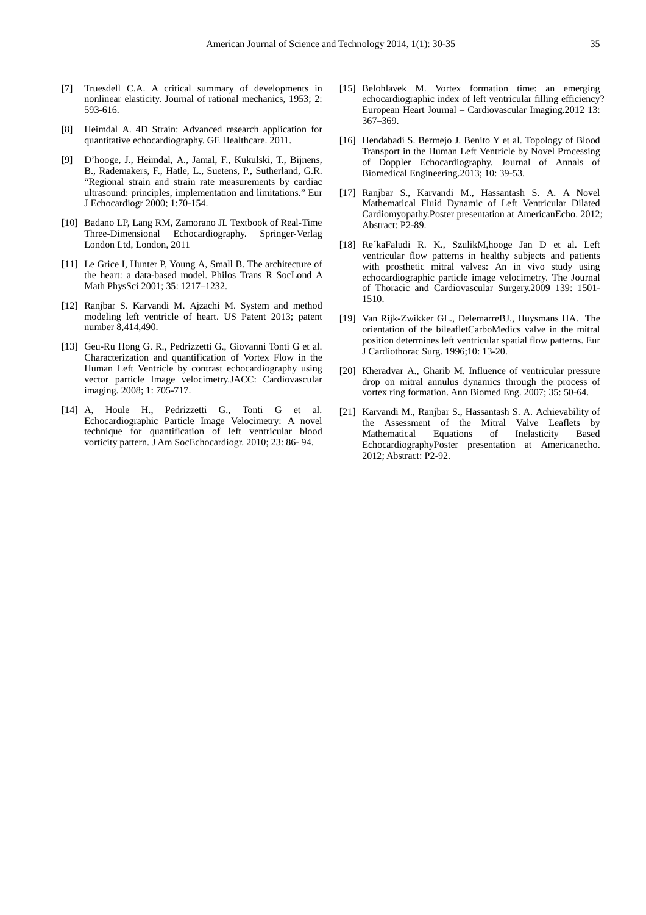[7] Truesdell C.A. A critical summary of developments in nonlinear elasticity. Journal of rational mechanics, 1953; 2: 593-616.

[8] Heimdal A. 4D Strain: Advanced research application for quantitative echocardiography. GE Healthcare. 2011.

[9] D’hooge, J., Heimdal, A., Jamal, F., Kukulski, T., Bijnens, B., Rademakers, F., Hatle, L., Suetens, P., Sutherland, G.R. “Regional strain and strain rate measurements by cardiac ultrasound: principles, implementation and limitations.” Eur J Echocardiogr 2000; 1:70-154.

[10] Badano LP, Lang RM, Zamorano JL Textbook of Real-Time Three-Dimensional Echocardiography. Springer-Verlag London Ltd, London, 2011

[11] Le Grice I, Hunter P, Young A, Small B. The architecture of the heart: a data-based model. Philos Trans R SocLond A Math PhysSci 2001; 35: 1217–1232.

[12] Ranjbar S. Karvandi M. Ajzachi M. System and method modeling left ventricle of heart. US Patent 2013; patent number 8,414,490.

[13] Geu-Ru Hong G. R., Pedrizzetti G., Giovanni Tonti G et al. Characterization and quantification of Vortex Flow in the Human Left Ventricle by contrast echocardiography using vector particle Image velocimetry.JACC: Cardiovascular imaging. 2008; 1: 705-717.

[14] A, Houle H., Pedrizzetti G., Tonti G et al. Echocardiographic Particle Image Velocimetry: A novel technique for quantification of left ventricular blood vorticity pattern. J Am SocEchocardiogr. 2010; 23: 86- 94.

[15] Belohlavek M. Vortex formation time: an emerging echocardiographic index of left ventricular filling efficiency? European Heart Journal – Cardiovascular Imaging.2012 13: 367–369.

[16] Hendabadi S. Bermejo J. Benito Y et al. Topology of Blood Transport in the Human Left Ventricle by Novel Processing of Doppler Echocardiography. Journal of Annals of Biomedical Engineering.2013; 10: 39-53.

[17] Ranjbar S., Karvandi M., Hassantash S. A. A Novel Mathematical Fluid Dynamic of Left Ventricular Dilated Cardiomyopathy.Poster presentation at AmericanEcho. 2012; Abstract: P2-89.

[18] Re´kaFaludi R. K., SzulikM,hooge Jan D et al. Left ventricular flow patterns in healthy subjects and patients with prosthetic mitral valves: An in vivo study using echocardiographic particle image velocimetry. The Journal of Thoracic and Cardiovascular Surgery.2009 139: 1501-1510.

[19] Van Rijk-Zwikker GL., DelemarreBJ., Huysmans HA. The orientation of the bileafletCarboMedics valve in the mitral position determines left ventricular spatial flow patterns. Eur J Cardiothorac Surg. 1996;10: 13-20.

[20] Kheradvar A., Gharib M. Influence of ventricular pressure drop on mitral annulus dynamics through the process of vortex ring formation. Ann Biomed Eng. 2007; 35: 50-64.

[21] Karvandi M., Ranjbar S., Hassantash S. A. Achievability of the Assessment of the Mitral Valve Leaflets by Mathematical Equations of Inelasticity Based EchocardiographyPoster presentation at Americanecho. 2012; Abstract: P2-92.